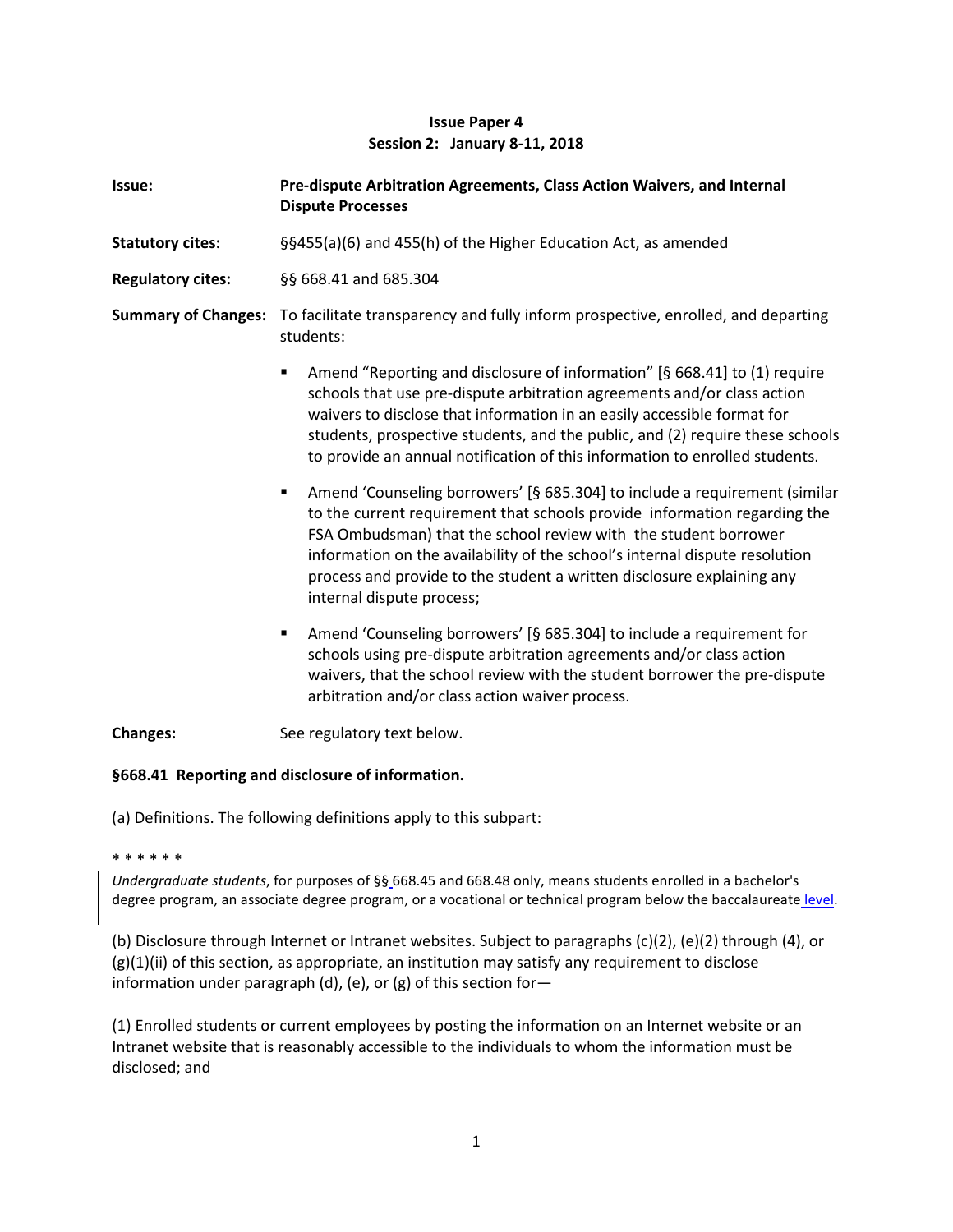**Issue Paper 4**
**Session 2: January 8-11, 2018**

**Issue:** **Pre-dispute Arbitration Agreements, Class Action Waivers, and Internal Dispute Processes**

**Statutory cites:** §§455(a)(6) and 455(h) of the Higher Education Act, as amended

**Regulatory cites:** §§ 668.41 and 685.304

**Summary of Changes:** To facilitate transparency and fully inform prospective, enrolled, and departing students:

- Amend "Reporting and disclosure of information" [§ 668.41] to (1) require schools that use pre-dispute arbitration agreements and/or class action waivers to disclose that information in an easily accessible format for students, prospective students, and the public, and (2) require these schools to provide an annual notification of this information to enrolled students.
- Amend 'Counseling borrowers' [§ 685.304] to include a requirement (similar to the current requirement that schools provide information regarding the FSA Ombudsman) that the school review with the student borrower information on the availability of the school's internal dispute resolution process and provide to the student a written disclosure explaining any internal dispute process;
- Amend 'Counseling borrowers' [§ 685.304] to include a requirement for schools using pre-dispute arbitration agreements and/or class action waivers, that the school review with the student borrower the pre-dispute arbitration and/or class action waiver process.

**Changes:** See regulatory text below.

**§668.41 Reporting and disclosure of information.**

(a) Definitions. The following definitions apply to this subpart:

\* \* \* \* \* \*

*Undergraduate students*, for purposes of §§ 668.45 and 668.48 only, means students enrolled in a bachelor's degree program, an associate degree program, or a vocational or technical program below the baccalaureate level.

(b) Disclosure through Internet or Intranet websites. Subject to paragraphs (c)(2), (e)(2) through (4), or (g)(1)(ii) of this section, as appropriate, an institution may satisfy any requirement to disclose information under paragraph (d), (e), or (g) of this section for—

(1) Enrolled students or current employees by posting the information on an Internet website or an Intranet website that is reasonably accessible to the individuals to whom the information must be disclosed; and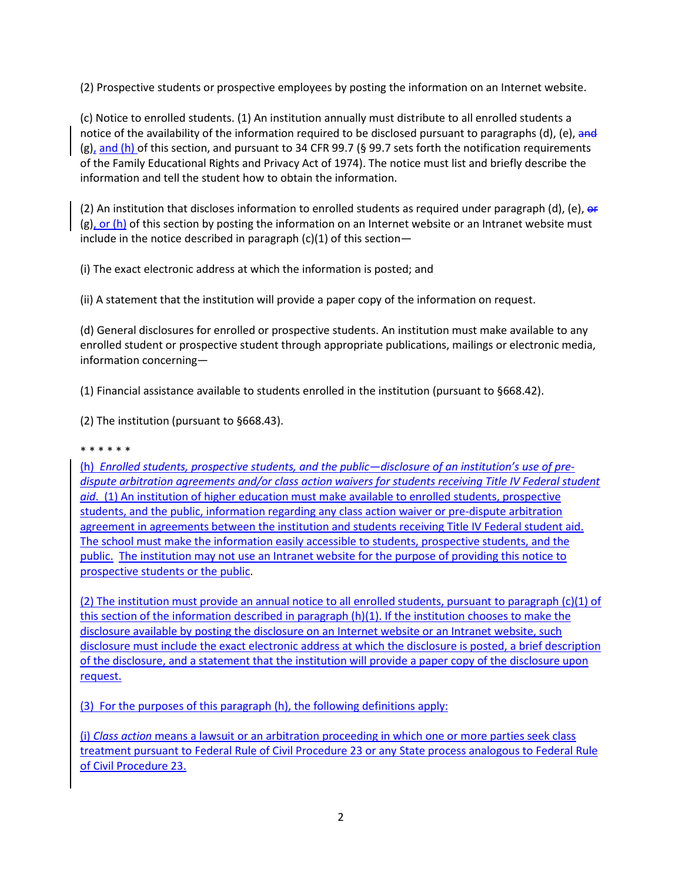(2) Prospective students or prospective employees by posting the information on an Internet website.

(c) Notice to enrolled students. (1) An institution annually must distribute to all enrolled students a notice of the availability of the information required to be disclosed pursuant to paragraphs (d), (e), ~~and~~ (g), and (h) of this section, and pursuant to 34 CFR 99.7 (§ 99.7 sets forth the notification requirements of the Family Educational Rights and Privacy Act of 1974). The notice must list and briefly describe the information and tell the student how to obtain the information.

(2) An institution that discloses information to enrolled students as required under paragraph (d), (e), ~~or~~ (g), or (h) of this section by posting the information on an Internet website or an Intranet website must include in the notice described in paragraph (c)(1) of this section—

(i) The exact electronic address at which the information is posted; and

(ii) A statement that the institution will provide a paper copy of the information on request.

(d) General disclosures for enrolled or prospective students. An institution must make available to any enrolled student or prospective student through appropriate publications, mailings or electronic media, information concerning—

(1) Financial assistance available to students enrolled in the institution (pursuant to §668.42).

(2) The institution (pursuant to §668.43).

\* \* \* \* \* \*

(h) *Enrolled students, prospective students, and the public—disclosure of an institution's use of pre-dispute arbitration agreements and/or class action waivers for students receiving Title IV Federal student aid*. (1) An institution of higher education must make available to enrolled students, prospective students, and the public, information regarding any class action waiver or pre-dispute arbitration agreement in agreements between the institution and students receiving Title IV Federal student aid. The school must make the information easily accessible to students, prospective students, and the public. The institution may not use an Intranet website for the purpose of providing this notice to prospective students or the public.

(2) The institution must provide an annual notice to all enrolled students, pursuant to paragraph (c)(1) of this section of the information described in paragraph (h)(1). If the institution chooses to make the disclosure available by posting the disclosure on an Internet website or an Intranet website, such disclosure must include the exact electronic address at which the disclosure is posted, a brief description of the disclosure, and a statement that the institution will provide a paper copy of the disclosure upon request.

(3) For the purposes of this paragraph (h), the following definitions apply:

(i) *Class action* means a lawsuit or an arbitration proceeding in which one or more parties seek class treatment pursuant to Federal Rule of Civil Procedure 23 or any State process analogous to Federal Rule of Civil Procedure 23.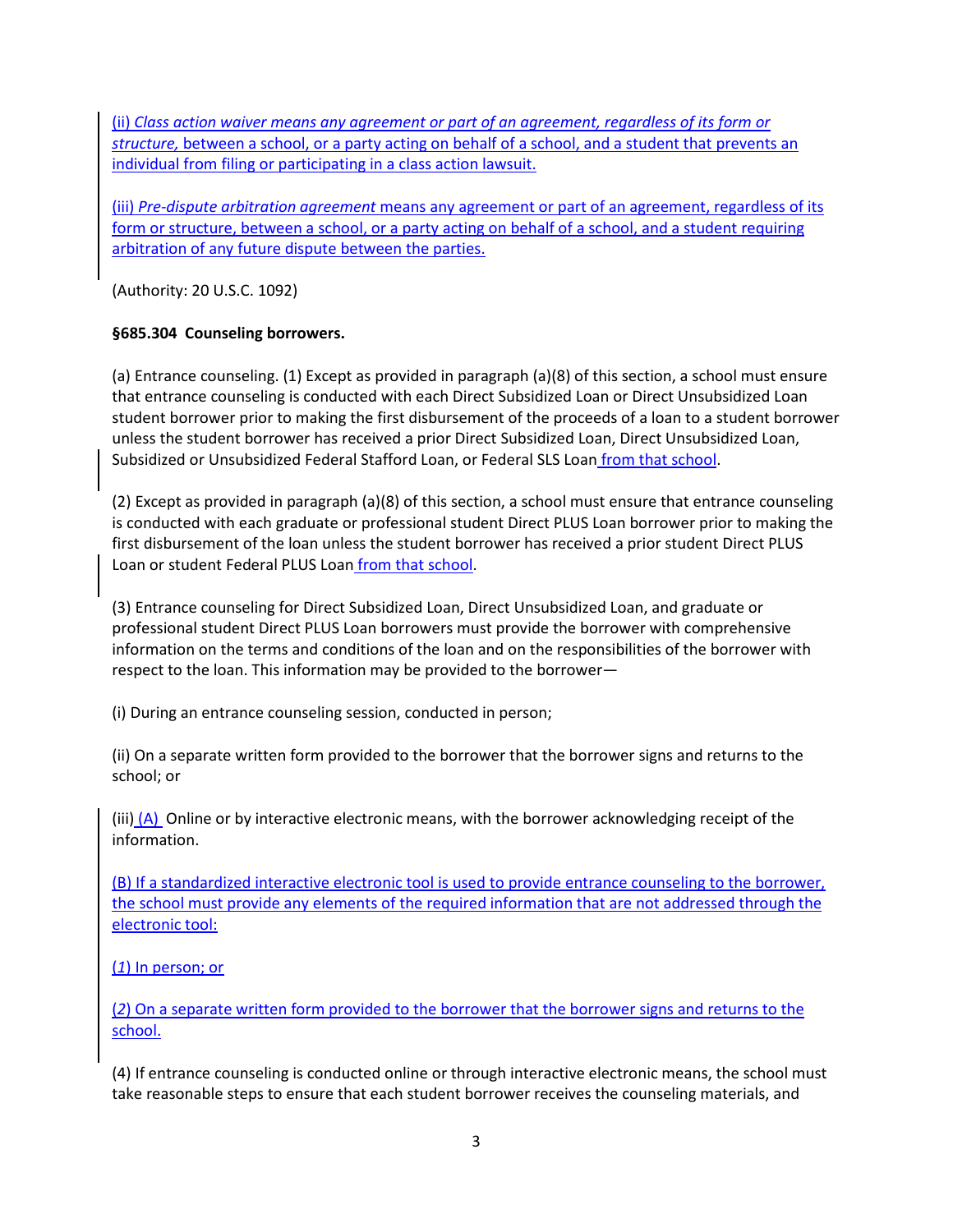(ii) *Class action waiver means any agreement or part of an agreement, regardless of its form or structure,* between a school, or a party acting on behalf of a school, and a student that prevents an individual from filing or participating in a class action lawsuit.

(iii) *Pre-dispute arbitration agreement* means any agreement or part of an agreement, regardless of its form or structure, between a school, or a party acting on behalf of a school, and a student requiring arbitration of any future dispute between the parties.

(Authority: 20 U.S.C. 1092)

**§685.304 Counseling borrowers.**

(a) Entrance counseling. (1) Except as provided in paragraph (a)(8) of this section, a school must ensure that entrance counseling is conducted with each Direct Subsidized Loan or Direct Unsubsidized Loan student borrower prior to making the first disbursement of the proceeds of a loan to a student borrower unless the student borrower has received a prior Direct Subsidized Loan, Direct Unsubsidized Loan, Subsidized or Unsubsidized Federal Stafford Loan, or Federal SLS Loan from that school.

(2) Except as provided in paragraph (a)(8) of this section, a school must ensure that entrance counseling is conducted with each graduate or professional student Direct PLUS Loan borrower prior to making the first disbursement of the loan unless the student borrower has received a prior student Direct PLUS Loan or student Federal PLUS Loan from that school.

(3) Entrance counseling for Direct Subsidized Loan, Direct Unsubsidized Loan, and graduate or professional student Direct PLUS Loan borrowers must provide the borrower with comprehensive information on the terms and conditions of the loan and on the responsibilities of the borrower with respect to the loan. This information may be provided to the borrower—

(i) During an entrance counseling session, conducted in person;

(ii) On a separate written form provided to the borrower that the borrower signs and returns to the school; or

(iii) (A) Online or by interactive electronic means, with the borrower acknowledging receipt of the information.

(B) If a standardized interactive electronic tool is used to provide entrance counseling to the borrower, the school must provide any elements of the required information that are not addressed through the electronic tool:

(*1*) In person; or

(*2*) On a separate written form provided to the borrower that the borrower signs and returns to the school.

(4) If entrance counseling is conducted online or through interactive electronic means, the school must take reasonable steps to ensure that each student borrower receives the counseling materials, and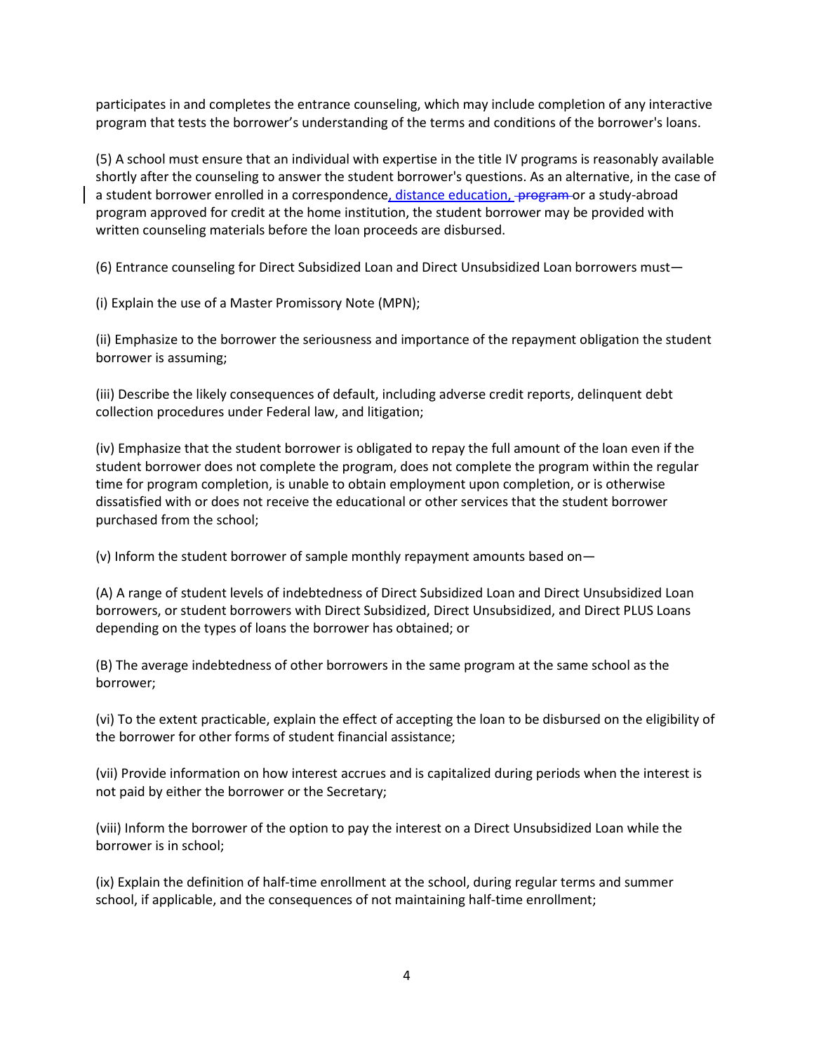participates in and completes the entrance counseling, which may include completion of any interactive program that tests the borrower's understanding of the terms and conditions of the borrower's loans.

(5) A school must ensure that an individual with expertise in the title IV programs is reasonably available shortly after the counseling to answer the student borrower's questions. As an alternative, in the case of a student borrower enrolled in a correspondence, distance education, ~~program~~ or a study-abroad program approved for credit at the home institution, the student borrower may be provided with written counseling materials before the loan proceeds are disbursed.

(6) Entrance counseling for Direct Subsidized Loan and Direct Unsubsidized Loan borrowers must—

(i) Explain the use of a Master Promissory Note (MPN);

(ii) Emphasize to the borrower the seriousness and importance of the repayment obligation the student borrower is assuming;

(iii) Describe the likely consequences of default, including adverse credit reports, delinquent debt collection procedures under Federal law, and litigation;

(iv) Emphasize that the student borrower is obligated to repay the full amount of the loan even if the student borrower does not complete the program, does not complete the program within the regular time for program completion, is unable to obtain employment upon completion, or is otherwise dissatisfied with or does not receive the educational or other services that the student borrower purchased from the school;

(v) Inform the student borrower of sample monthly repayment amounts based on—

(A) A range of student levels of indebtedness of Direct Subsidized Loan and Direct Unsubsidized Loan borrowers, or student borrowers with Direct Subsidized, Direct Unsubsidized, and Direct PLUS Loans depending on the types of loans the borrower has obtained; or

(B) The average indebtedness of other borrowers in the same program at the same school as the borrower;

(vi) To the extent practicable, explain the effect of accepting the loan to be disbursed on the eligibility of the borrower for other forms of student financial assistance;

(vii) Provide information on how interest accrues and is capitalized during periods when the interest is not paid by either the borrower or the Secretary;

(viii) Inform the borrower of the option to pay the interest on a Direct Unsubsidized Loan while the borrower is in school;

(ix) Explain the definition of half-time enrollment at the school, during regular terms and summer school, if applicable, and the consequences of not maintaining half-time enrollment;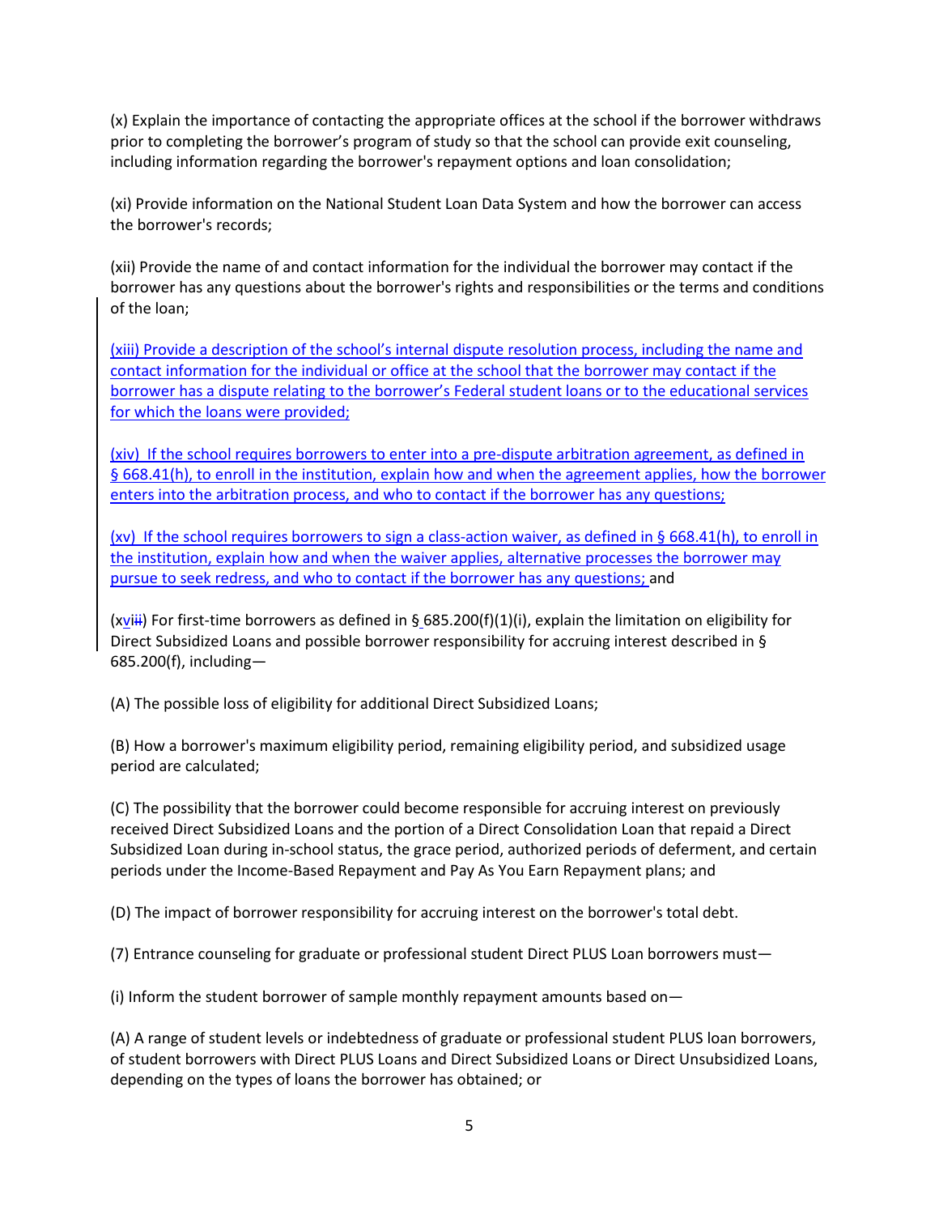(x) Explain the importance of contacting the appropriate offices at the school if the borrower withdraws prior to completing the borrower's program of study so that the school can provide exit counseling, including information regarding the borrower's repayment options and loan consolidation;

(xi) Provide information on the National Student Loan Data System and how the borrower can access the borrower's records;

(xii) Provide the name of and contact information for the individual the borrower may contact if the borrower has any questions about the borrower's rights and responsibilities or the terms and conditions of the loan;

(xiii) Provide a description of the school's internal dispute resolution process, including the name and contact information for the individual or office at the school that the borrower may contact if the borrower has a dispute relating to the borrower's Federal student loans or to the educational services for which the loans were provided;

(xiv) If the school requires borrowers to enter into a pre-dispute arbitration agreement, as defined in § 668.41(h), to enroll in the institution, explain how and when the agreement applies, how the borrower enters into the arbitration process, and who to contact if the borrower has any questions;

(xv) If the school requires borrowers to sign a class-action waiver, as defined in § 668.41(h), to enroll in the institution, explain how and when the waiver applies, alternative processes the borrower may pursue to seek redress, and who to contact if the borrower has any questions; and

(x~~iii~~vi) For first-time borrowers as defined in § 685.200(f)(1)(i), explain the limitation on eligibility for Direct Subsidized Loans and possible borrower responsibility for accruing interest described in § 685.200(f), including—

(A) The possible loss of eligibility for additional Direct Subsidized Loans;

(B) How a borrower's maximum eligibility period, remaining eligibility period, and subsidized usage period are calculated;

(C) The possibility that the borrower could become responsible for accruing interest on previously received Direct Subsidized Loans and the portion of a Direct Consolidation Loan that repaid a Direct Subsidized Loan during in-school status, the grace period, authorized periods of deferment, and certain periods under the Income-Based Repayment and Pay As You Earn Repayment plans; and

(D) The impact of borrower responsibility for accruing interest on the borrower's total debt.

(7) Entrance counseling for graduate or professional student Direct PLUS Loan borrowers must—

(i) Inform the student borrower of sample monthly repayment amounts based on—

(A) A range of student levels or indebtedness of graduate or professional student PLUS loan borrowers, of student borrowers with Direct PLUS Loans and Direct Subsidized Loans or Direct Unsubsidized Loans, depending on the types of loans the borrower has obtained; or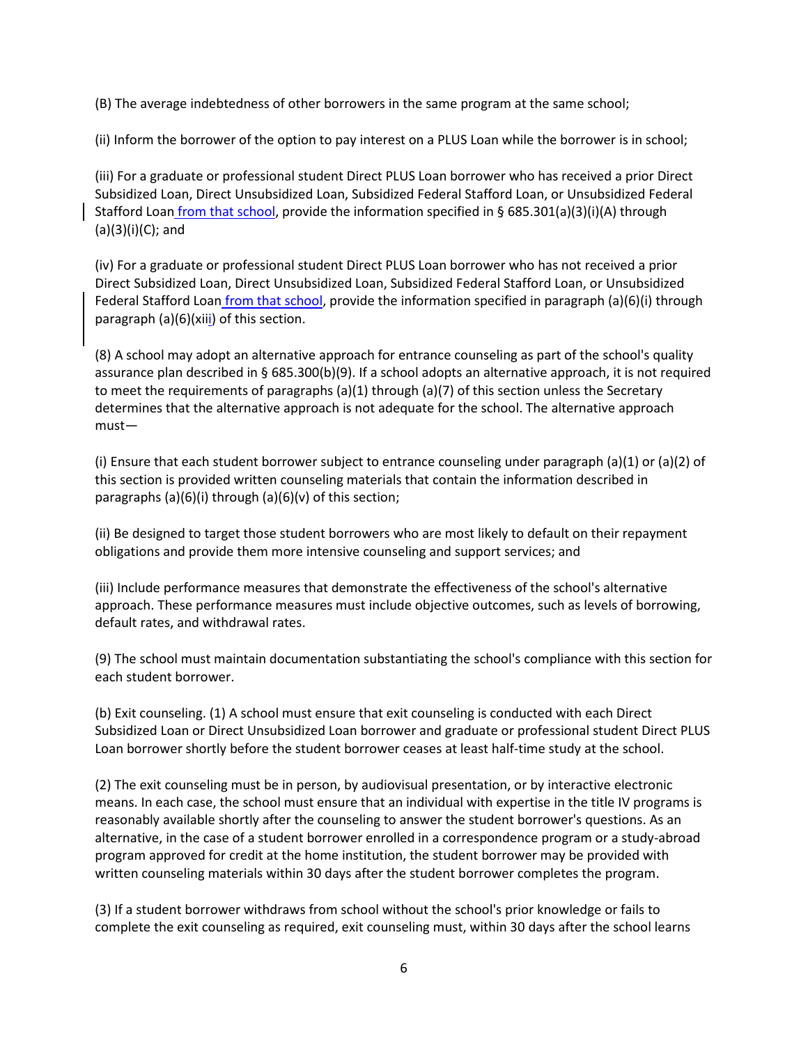(B) The average indebtedness of other borrowers in the same program at the same school;

(ii) Inform the borrower of the option to pay interest on a PLUS Loan while the borrower is in school;

(iii) For a graduate or professional student Direct PLUS Loan borrower who has received a prior Direct Subsidized Loan, Direct Unsubsidized Loan, Subsidized Federal Stafford Loan, or Unsubsidized Federal Stafford Loan from that school, provide the information specified in § 685.301(a)(3)(i)(A) through (a)(3)(i)(C); and

(iv) For a graduate or professional student Direct PLUS Loan borrower who has not received a prior Direct Subsidized Loan, Direct Unsubsidized Loan, Subsidized Federal Stafford Loan, or Unsubsidized Federal Stafford Loan from that school, provide the information specified in paragraph (a)(6)(i) through paragraph (a)(6)(xiii) of this section.

(8) A school may adopt an alternative approach for entrance counseling as part of the school's quality assurance plan described in § 685.300(b)(9). If a school adopts an alternative approach, it is not required to meet the requirements of paragraphs (a)(1) through (a)(7) of this section unless the Secretary determines that the alternative approach is not adequate for the school. The alternative approach must—

(i) Ensure that each student borrower subject to entrance counseling under paragraph (a)(1) or (a)(2) of this section is provided written counseling materials that contain the information described in paragraphs (a)(6)(i) through (a)(6)(v) of this section;

(ii) Be designed to target those student borrowers who are most likely to default on their repayment obligations and provide them more intensive counseling and support services; and

(iii) Include performance measures that demonstrate the effectiveness of the school's alternative approach. These performance measures must include objective outcomes, such as levels of borrowing, default rates, and withdrawal rates.

(9) The school must maintain documentation substantiating the school's compliance with this section for each student borrower.

(b) Exit counseling. (1) A school must ensure that exit counseling is conducted with each Direct Subsidized Loan or Direct Unsubsidized Loan borrower and graduate or professional student Direct PLUS Loan borrower shortly before the student borrower ceases at least half-time study at the school.

(2) The exit counseling must be in person, by audiovisual presentation, or by interactive electronic means. In each case, the school must ensure that an individual with expertise in the title IV programs is reasonably available shortly after the counseling to answer the student borrower's questions. As an alternative, in the case of a student borrower enrolled in a correspondence program or a study-abroad program approved for credit at the home institution, the student borrower may be provided with written counseling materials within 30 days after the student borrower completes the program.

(3) If a student borrower withdraws from school without the school's prior knowledge or fails to complete the exit counseling as required, exit counseling must, within 30 days after the school learns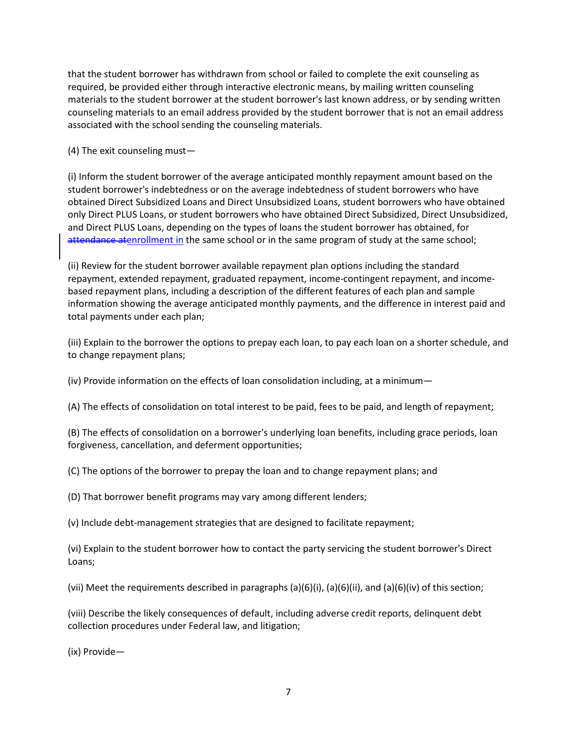that the student borrower has withdrawn from school or failed to complete the exit counseling as required, be provided either through interactive electronic means, by mailing written counseling materials to the student borrower at the student borrower's last known address, or by sending written counseling materials to an email address provided by the student borrower that is not an email address associated with the school sending the counseling materials.

(4) The exit counseling must—

(i) Inform the student borrower of the average anticipated monthly repayment amount based on the student borrower's indebtedness or on the average indebtedness of student borrowers who have obtained Direct Subsidized Loans and Direct Unsubsidized Loans, student borrowers who have obtained only Direct PLUS Loans, or student borrowers who have obtained Direct Subsidized, Direct Unsubsidized, and Direct PLUS Loans, depending on the types of loans the student borrower has obtained, for ~~attendance at~~enrollment in the same school or in the same program of study at the same school;

(ii) Review for the student borrower available repayment plan options including the standard repayment, extended repayment, graduated repayment, income-contingent repayment, and income-based repayment plans, including a description of the different features of each plan and sample information showing the average anticipated monthly payments, and the difference in interest paid and total payments under each plan;

(iii) Explain to the borrower the options to prepay each loan, to pay each loan on a shorter schedule, and to change repayment plans;

(iv) Provide information on the effects of loan consolidation including, at a minimum—

(A) The effects of consolidation on total interest to be paid, fees to be paid, and length of repayment;

(B) The effects of consolidation on a borrower's underlying loan benefits, including grace periods, loan forgiveness, cancellation, and deferment opportunities;

(C) The options of the borrower to prepay the loan and to change repayment plans; and

(D) That borrower benefit programs may vary among different lenders;

(v) Include debt-management strategies that are designed to facilitate repayment;

(vi) Explain to the student borrower how to contact the party servicing the student borrower's Direct Loans;

(vii) Meet the requirements described in paragraphs (a)(6)(i), (a)(6)(ii), and (a)(6)(iv) of this section;

(viii) Describe the likely consequences of default, including adverse credit reports, delinquent debt collection procedures under Federal law, and litigation;

(ix) Provide—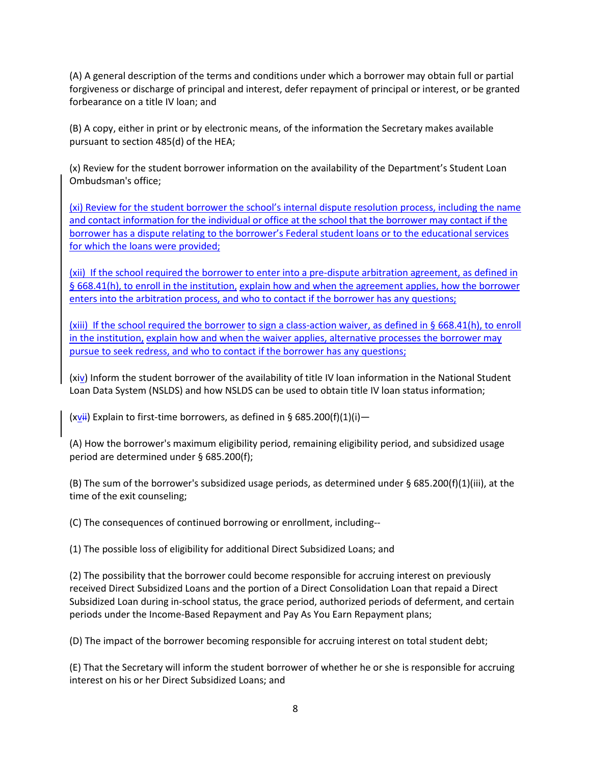(A) A general description of the terms and conditions under which a borrower may obtain full or partial forgiveness or discharge of principal and interest, defer repayment of principal or interest, or be granted forbearance on a title IV loan; and

(B) A copy, either in print or by electronic means, of the information the Secretary makes available pursuant to section 485(d) of the HEA;

(x) Review for the student borrower information on the availability of the Department's Student Loan Ombudsman's office;

(xi) Review for the student borrower the school's internal dispute resolution process, including the name and contact information for the individual or office at the school that the borrower may contact if the borrower has a dispute relating to the borrower's Federal student loans or to the educational services for which the loans were provided;

(xii) If the school required the borrower to enter into a pre-dispute arbitration agreement, as defined in § 668.41(h), to enroll in the institution, explain how and when the agreement applies, how the borrower enters into the arbitration process, and who to contact if the borrower has any questions;

(xiii) If the school required the borrower to sign a class-action waiver, as defined in § 668.41(h), to enroll in the institution, explain how and when the waiver applies, alternative processes the borrower may pursue to seek redress, and who to contact if the borrower has any questions;

(xiv) Inform the student borrower of the availability of title IV loan information in the National Student Loan Data System (NSLDS) and how NSLDS can be used to obtain title IV loan status information;

(xvii) Explain to first-time borrowers, as defined in § 685.200(f)(1)(i)—

(A) How the borrower's maximum eligibility period, remaining eligibility period, and subsidized usage period are determined under § 685.200(f);

(B) The sum of the borrower's subsidized usage periods, as determined under § 685.200(f)(1)(iii), at the time of the exit counseling;

(C) The consequences of continued borrowing or enrollment, including--

(1) The possible loss of eligibility for additional Direct Subsidized Loans; and

(2) The possibility that the borrower could become responsible for accruing interest on previously received Direct Subsidized Loans and the portion of a Direct Consolidation Loan that repaid a Direct Subsidized Loan during in-school status, the grace period, authorized periods of deferment, and certain periods under the Income-Based Repayment and Pay As You Earn Repayment plans;

(D) The impact of the borrower becoming responsible for accruing interest on total student debt;

(E) That the Secretary will inform the student borrower of whether he or she is responsible for accruing interest on his or her Direct Subsidized Loans; and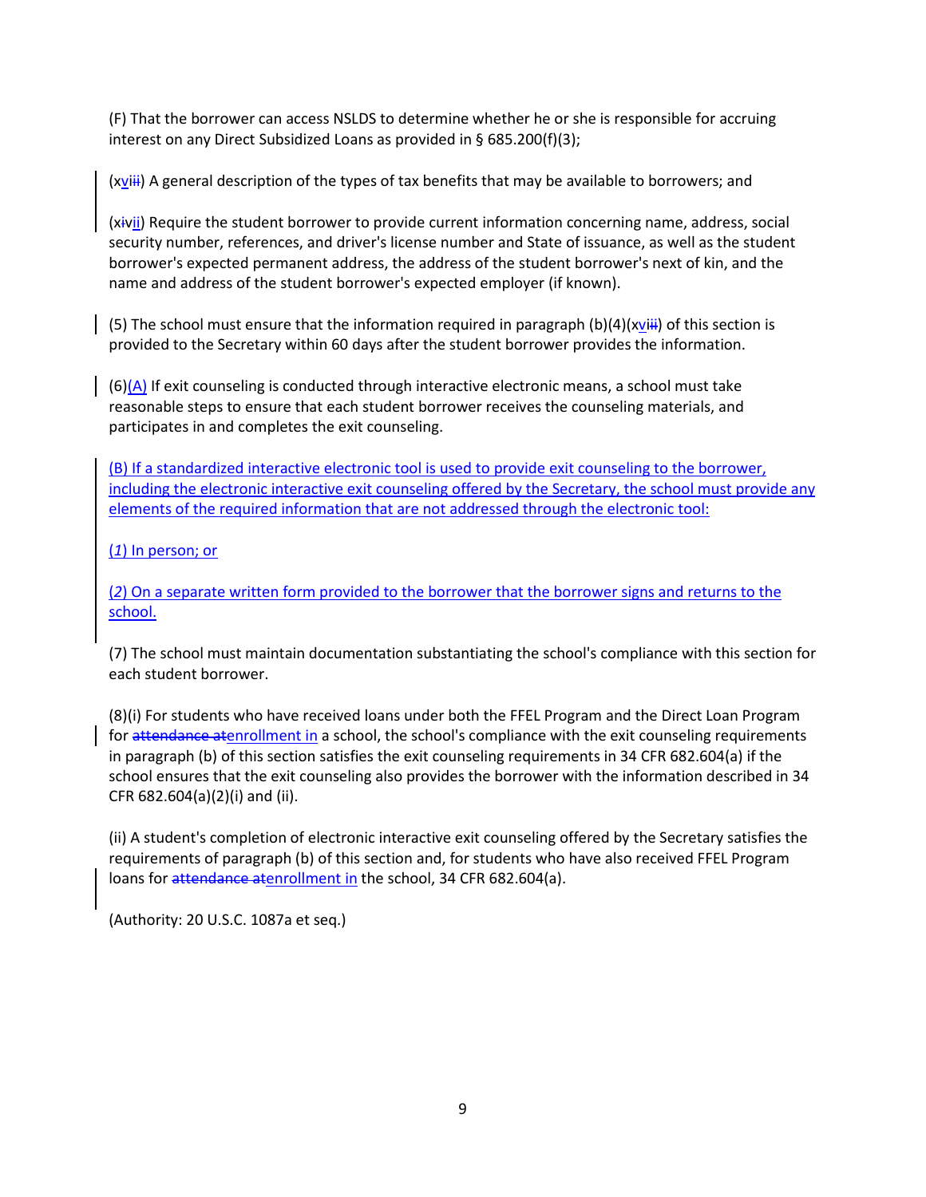(F) That the borrower can access NSLDS to determine whether he or she is responsible for accruing interest on any Direct Subsidized Loans as provided in § 685.200(f)(3);

(x<u>v</u>i~~ii~~) A general description of the types of tax benefits that may be available to borrowers; and

(x~~i~~v<u>ii</u>) Require the student borrower to provide current information concerning name, address, social security number, references, and driver's license number and State of issuance, as well as the student borrower's expected permanent address, the address of the student borrower's next of kin, and the name and address of the student borrower's expected employer (if known).

(5) The school must ensure that the information required in paragraph (b)(4)(x<u>v</u>i~~ii~~) of this section is provided to the Secretary within 60 days after the student borrower provides the information.

(6)<u>(A)</u> If exit counseling is conducted through interactive electronic means, a school must take reasonable steps to ensure that each student borrower receives the counseling materials, and participates in and completes the exit counseling.

<u>(B) If a standardized interactive electronic tool is used to provide exit counseling to the borrower, including the electronic interactive exit counseling offered by the Secretary, the school must provide any elements of the required information that are not addressed through the electronic tool:</u>

<u>(*1*) In person; or</u>

<u>(*2*) On a separate written form provided to the borrower that the borrower signs and returns to the school.</u>

(7) The school must maintain documentation substantiating the school's compliance with this section for each student borrower.

(8)(i) For students who have received loans under both the FFEL Program and the Direct Loan Program for ~~attendance at~~<u>enrollment in</u> a school, the school's compliance with the exit counseling requirements in paragraph (b) of this section satisfies the exit counseling requirements in 34 CFR 682.604(a) if the school ensures that the exit counseling also provides the borrower with the information described in 34 CFR 682.604(a)(2)(i) and (ii).

(ii) A student's completion of electronic interactive exit counseling offered by the Secretary satisfies the requirements of paragraph (b) of this section and, for students who have also received FFEL Program loans for ~~attendance at~~<u>enrollment in</u> the school, 34 CFR 682.604(a).

(Authority: 20 U.S.C. 1087a et seq.)